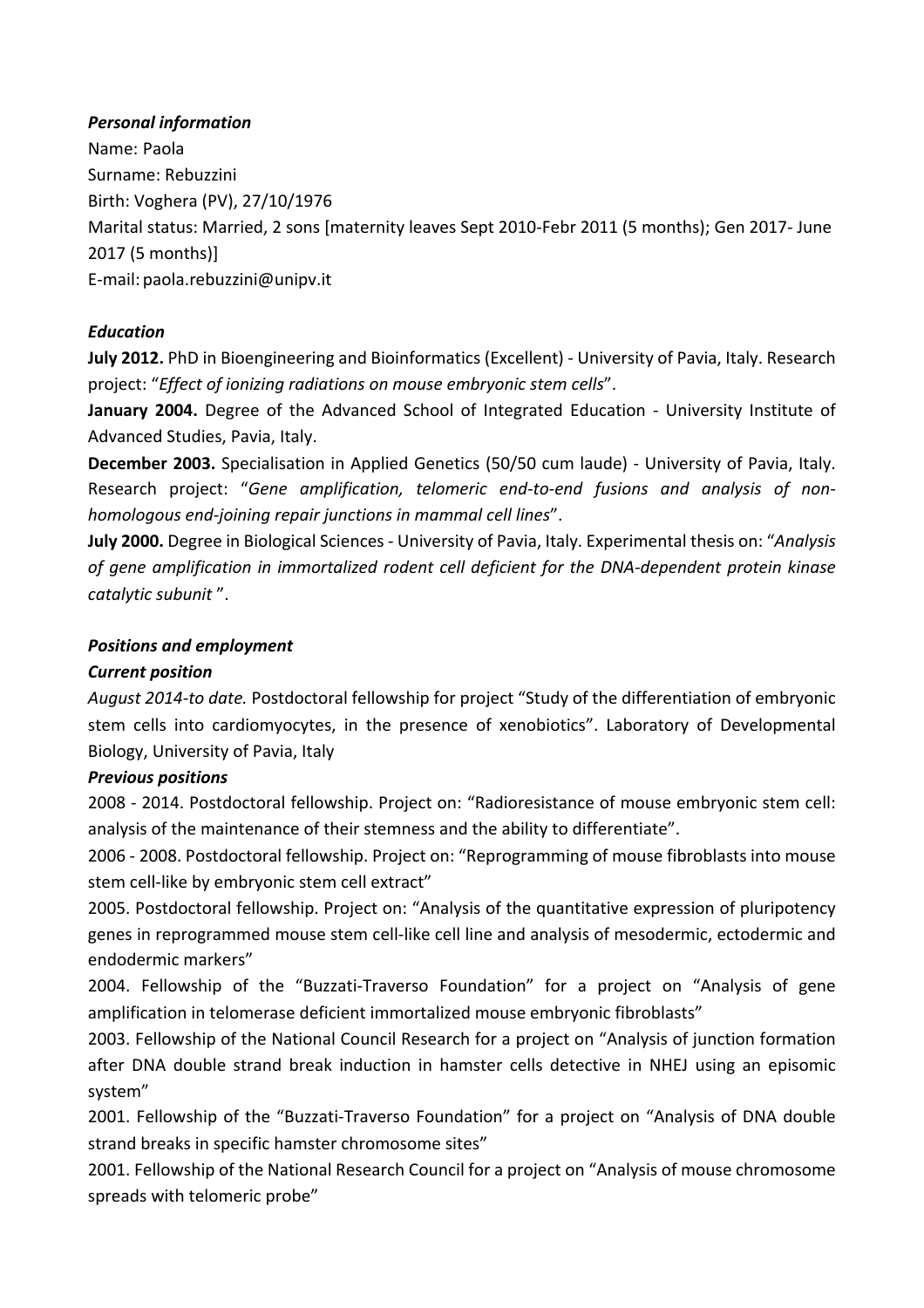***Personal information***

Name: Paola

Surname: Rebuzzini

Birth: Voghera (PV), 27/10/1976

Marital status: Married, 2 sons [maternity leaves Sept 2010-Febr 2011 (5 months); Gen 2017- June 2017 (5 months)]

E-mail: paola.rebuzzini@unipv.it

***Education***

**July 2012.** PhD in Bioengineering and Bioinformatics (Excellent) - University of Pavia, Italy. Research project: "*Effect of ionizing radiations on mouse embryonic stem cells*".

**January 2004.** Degree of the Advanced School of Integrated Education - University Institute of Advanced Studies, Pavia, Italy.

**December 2003.** Specialisation in Applied Genetics (50/50 cum laude) - University of Pavia, Italy. Research project: "*Gene amplification, telomeric end-to-end fusions and analysis of non-homologous end-joining repair junctions in mammal cell lines*".

**July 2000.** Degree in Biological Sciences - University of Pavia, Italy. Experimental thesis on: "*Analysis of gene amplification in immortalized rodent cell deficient for the DNA-dependent protein kinase catalytic subunit* ".

***Positions and employment***

***Current position***

*August 2014-to date.* Postdoctoral fellowship for project "Study of the differentiation of embryonic stem cells into cardiomyocytes, in the presence of xenobiotics". Laboratory of Developmental Biology, University of Pavia, Italy

***Previous positions***

2008 - 2014. Postdoctoral fellowship. Project on: "Radioresistance of mouse embryonic stem cell: analysis of the maintenance of their stemness and the ability to differentiate".

2006 - 2008. Postdoctoral fellowship. Project on: "Reprogramming of mouse fibroblasts into mouse stem cell-like by embryonic stem cell extract"

2005. Postdoctoral fellowship. Project on: "Analysis of the quantitative expression of pluripotency genes in reprogrammed mouse stem cell-like cell line and analysis of mesodermic, ectodermic and endodermic markers"

2004. Fellowship of the "Buzzati-Traverso Foundation" for a project on "Analysis of gene amplification in telomerase deficient immortalized mouse embryonic fibroblasts"

2003. Fellowship of the National Council Research for a project on "Analysis of junction formation after DNA double strand break induction in hamster cells detective in NHEJ using an episomic system"

2001. Fellowship of the "Buzzati-Traverso Foundation" for a project on "Analysis of DNA double strand breaks in specific hamster chromosome sites"

2001. Fellowship of the National Research Council for a project on "Analysis of mouse chromosome spreads with telomeric probe"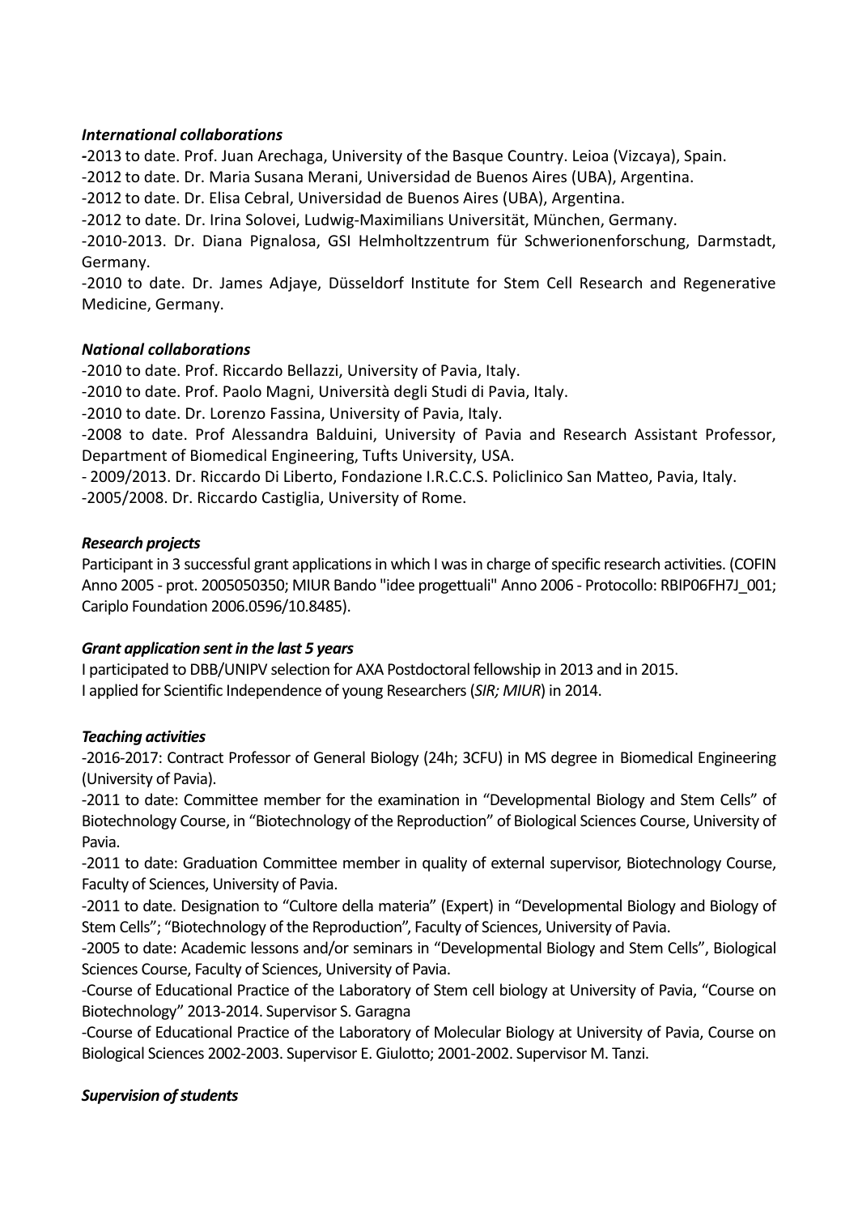***International collaborations***

-2013 to date. Prof. Juan Arechaga, University of the Basque Country. Leioa (Vizcaya), Spain.
-2012 to date. Dr. Maria Susana Merani, Universidad de Buenos Aires (UBA), Argentina.
-2012 to date. Dr. Elisa Cebral, Universidad de Buenos Aires (UBA), Argentina.
-2012 to date. Dr. Irina Solovei, Ludwig-Maximilians Universität, München, Germany.
-2010-2013. Dr. Diana Pignalosa, GSI Helmholtzzentrum für Schwerionenforschung, Darmstadt, Germany.
-2010 to date. Dr. James Adjaye, Düsseldorf Institute for Stem Cell Research and Regenerative Medicine, Germany.

***National collaborations***

-2010 to date. Prof. Riccardo Bellazzi, University of Pavia, Italy.
-2010 to date. Prof. Paolo Magni, Università degli Studi di Pavia, Italy.
-2010 to date. Dr. Lorenzo Fassina, University of Pavia, Italy.
-2008 to date. Prof Alessandra Balduini, University of Pavia and Research Assistant Professor, Department of Biomedical Engineering, Tufts University, USA.
- 2009/2013. Dr. Riccardo Di Liberto, Fondazione I.R.C.C.S. Policlinico San Matteo, Pavia, Italy.
-2005/2008. Dr. Riccardo Castiglia, University of Rome.

***Research projects***

Participant in 3 successful grant applications in which I was in charge of specific research activities. (COFIN Anno 2005 - prot. 2005050350; MIUR Bando "idee progettuali" Anno 2006 - Protocollo: RBIP06FH7J_001; Cariplo Foundation 2006.0596/10.8485).

***Grant application sent in the last 5 years***

I participated to DBB/UNIPV selection for AXA Postdoctoral fellowship in 2013 and in 2015.
I applied for Scientific Independence of young Researchers (*SIR; MIUR*) in 2014.

***Teaching activities***

-2016-2017: Contract Professor of General Biology (24h; 3CFU) in MS degree in Biomedical Engineering (University of Pavia).
-2011 to date: Committee member for the examination in "Developmental Biology and Stem Cells" of Biotechnology Course, in "Biotechnology of the Reproduction" of Biological Sciences Course, University of Pavia.
-2011 to date: Graduation Committee member in quality of external supervisor, Biotechnology Course, Faculty of Sciences, University of Pavia.
-2011 to date. Designation to "Cultore della materia" (Expert) in "Developmental Biology and Biology of Stem Cells"; "Biotechnology of the Reproduction", Faculty of Sciences, University of Pavia.
-2005 to date: Academic lessons and/or seminars in "Developmental Biology and Stem Cells", Biological Sciences Course, Faculty of Sciences, University of Pavia.
-Course of Educational Practice of the Laboratory of Stem cell biology at University of Pavia, "Course on Biotechnology" 2013-2014. Supervisor S. Garagna
-Course of Educational Practice of the Laboratory of Molecular Biology at University of Pavia, Course on Biological Sciences 2002-2003. Supervisor E. Giulotto; 2001-2002. Supervisor M. Tanzi.

***Supervision of students***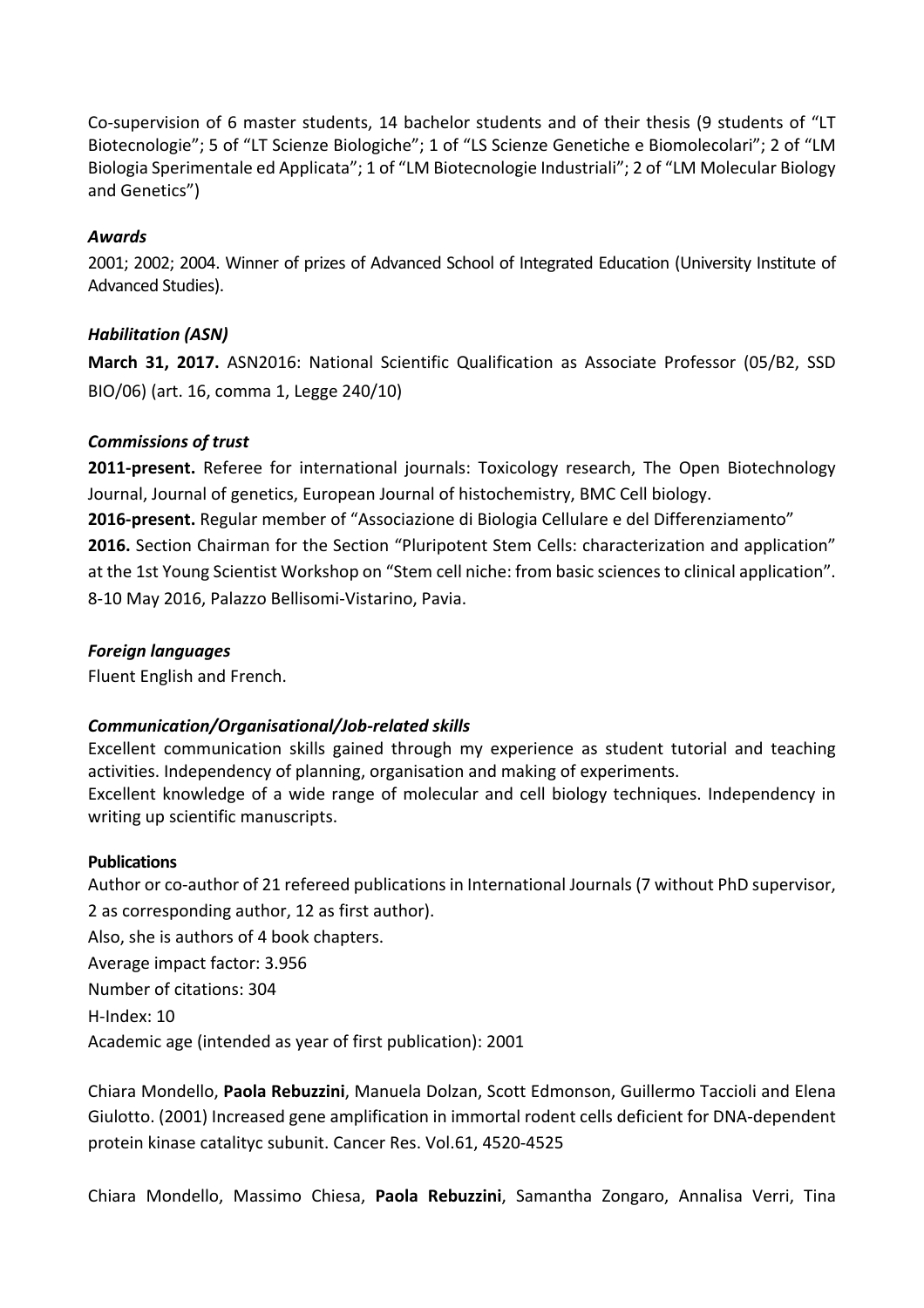Co-supervision of 6 master students, 14 bachelor students and of their thesis (9 students of "LT Biotecnologie"; 5 of "LT Scienze Biologiche"; 1 of "LS Scienze Genetiche e Biomolecolari"; 2 of "LM Biologia Sperimentale ed Applicata"; 1 of "LM Biotecnologie Industriali"; 2 of "LM Molecular Biology and Genetics")

***Awards***

2001; 2002; 2004. Winner of prizes of Advanced School of Integrated Education (University Institute of Advanced Studies).

***Habilitation (ASN)***

**March 31, 2017.** ASN2016: National Scientific Qualification as Associate Professor (05/B2, SSD BIO/06) (art. 16, comma 1, Legge 240/10)

***Commissions of trust***

**2011-present.** Referee for international journals: Toxicology research, The Open Biotechnology Journal, Journal of genetics, European Journal of histochemistry, BMC Cell biology.

**2016-present.** Regular member of "Associazione di Biologia Cellulare e del Differenziamento"

**2016.** Section Chairman for the Section "Pluripotent Stem Cells: characterization and application" at the 1st Young Scientist Workshop on "Stem cell niche: from basic sciences to clinical application". 8-10 May 2016, Palazzo Bellisomi-Vistarino, Pavia.

***Foreign languages***

Fluent English and French.

***Communication/Organisational/Job-related skills***

Excellent communication skills gained through my experience as student tutorial and teaching activities. Independency of planning, organisation and making of experiments.

Excellent knowledge of a wide range of molecular and cell biology techniques. Independency in writing up scientific manuscripts.

**Publications**

Author or co-author of 21 refereed publications in International Journals (7 without PhD supervisor, 2 as corresponding author, 12 as first author).

Also, she is authors of 4 book chapters.

Average impact factor: 3.956

Number of citations: 304

H-Index: 10

Academic age (intended as year of first publication): 2001

Chiara Mondello, **Paola Rebuzzini**, Manuela Dolzan, Scott Edmonson, Guillermo Taccioli and Elena Giulotto. (2001) Increased gene amplification in immortal rodent cells deficient for DNA-dependent protein kinase catalityc subunit. Cancer Res. Vol.61, 4520-4525

Chiara Mondello, Massimo Chiesa, **Paola Rebuzzini**, Samantha Zongaro, Annalisa Verri, Tina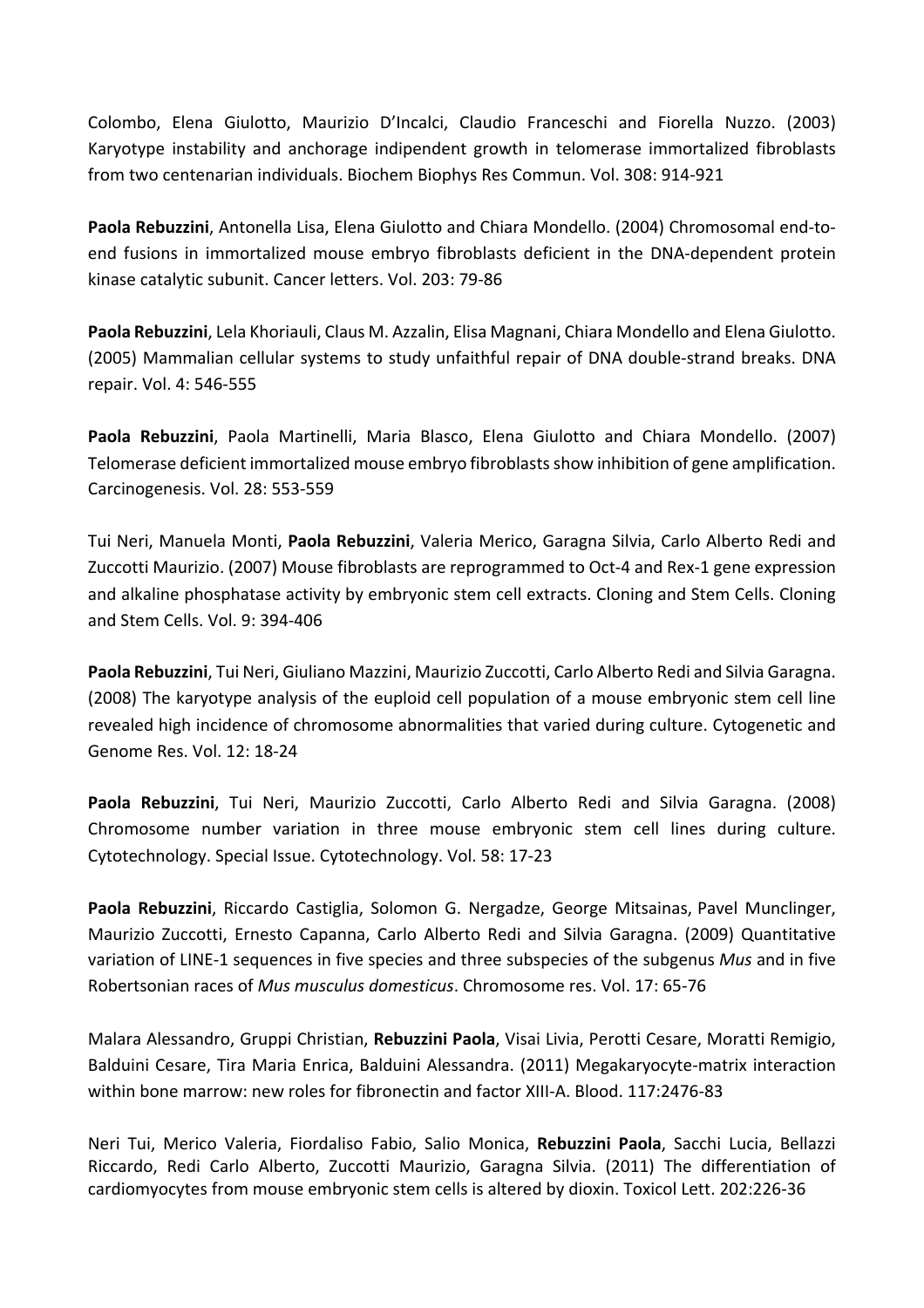Colombo, Elena Giulotto, Maurizio D'Incalci, Claudio Franceschi and Fiorella Nuzzo. (2003) Karyotype instability and anchorage indipendent growth in telomerase immortalized fibroblasts from two centenarian individuals. Biochem Biophys Res Commun. Vol. 308: 914-921

**Paola Rebuzzini**, Antonella Lisa, Elena Giulotto and Chiara Mondello. (2004) Chromosomal end-to-end fusions in immortalized mouse embryo fibroblasts deficient in the DNA-dependent protein kinase catalytic subunit. Cancer letters. Vol. 203: 79-86

**Paola Rebuzzini**, Lela Khoriauli, Claus M. Azzalin, Elisa Magnani, Chiara Mondello and Elena Giulotto. (2005) Mammalian cellular systems to study unfaithful repair of DNA double-strand breaks. DNA repair. Vol. 4: 546-555

**Paola Rebuzzini**, Paola Martinelli, Maria Blasco, Elena Giulotto and Chiara Mondello. (2007) Telomerase deficient immortalized mouse embryo fibroblasts show inhibition of gene amplification. Carcinogenesis. Vol. 28: 553-559

Tui Neri, Manuela Monti, **Paola Rebuzzini**, Valeria Merico, Garagna Silvia, Carlo Alberto Redi and Zuccotti Maurizio. (2007) Mouse fibroblasts are reprogrammed to Oct-4 and Rex-1 gene expression and alkaline phosphatase activity by embryonic stem cell extracts. Cloning and Stem Cells. Cloning and Stem Cells. Vol. 9: 394-406

**Paola Rebuzzini**, Tui Neri, Giuliano Mazzini, Maurizio Zuccotti, Carlo Alberto Redi and Silvia Garagna. (2008) The karyotype analysis of the euploid cell population of a mouse embryonic stem cell line revealed high incidence of chromosome abnormalities that varied during culture. Cytogenetic and Genome Res. Vol. 12: 18-24

**Paola Rebuzzini**, Tui Neri, Maurizio Zuccotti, Carlo Alberto Redi and Silvia Garagna. (2008) Chromosome number variation in three mouse embryonic stem cell lines during culture. Cytotechnology. Special Issue. Cytotechnology. Vol. 58: 17-23

**Paola Rebuzzini**, Riccardo Castiglia, Solomon G. Nergadze, George Mitsainas, Pavel Munclinger, Maurizio Zuccotti, Ernesto Capanna, Carlo Alberto Redi and Silvia Garagna. (2009) Quantitative variation of LINE-1 sequences in five species and three subspecies of the subgenus *Mus* and in five Robertsonian races of *Mus musculus domesticus*. Chromosome res. Vol. 17: 65-76

Malara Alessandro, Gruppi Christian, **Rebuzzini Paola**, Visai Livia, Perotti Cesare, Moratti Remigio, Balduini Cesare, Tira Maria Enrica, Balduini Alessandra. (2011) Megakaryocyte-matrix interaction within bone marrow: new roles for fibronectin and factor XIII-A. Blood. 117:2476-83

Neri Tui, Merico Valeria, Fiordaliso Fabio, Salio Monica, **Rebuzzini Paola**, Sacchi Lucia, Bellazzi Riccardo, Redi Carlo Alberto, Zuccotti Maurizio, Garagna Silvia. (2011) The differentiation of cardiomyocytes from mouse embryonic stem cells is altered by dioxin. Toxicol Lett. 202:226-36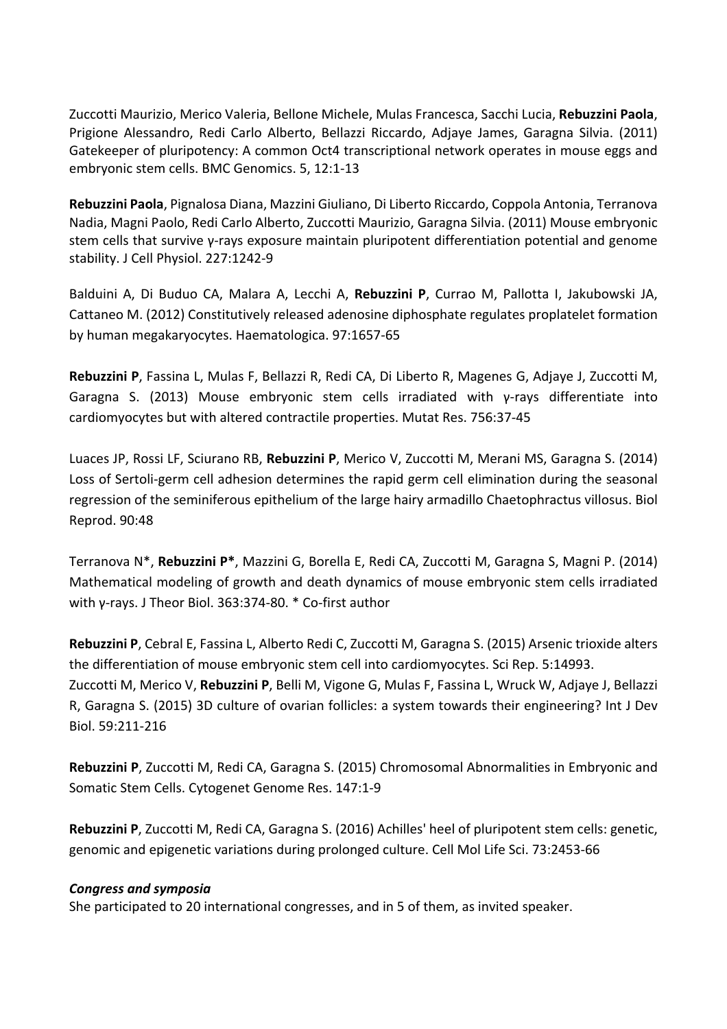Zuccotti Maurizio, Merico Valeria, Bellone Michele, Mulas Francesca, Sacchi Lucia, **Rebuzzini Paola**, Prigione Alessandro, Redi Carlo Alberto, Bellazzi Riccardo, Adjaye James, Garagna Silvia. (2011) Gatekeeper of pluripotency: A common Oct4 transcriptional network operates in mouse eggs and embryonic stem cells. BMC Genomics. 5, 12:1-13

**Rebuzzini Paola**, Pignalosa Diana, Mazzini Giuliano, Di Liberto Riccardo, Coppola Antonia, Terranova Nadia, Magni Paolo, Redi Carlo Alberto, Zuccotti Maurizio, Garagna Silvia. (2011) Mouse embryonic stem cells that survive γ-rays exposure maintain pluripotent differentiation potential and genome stability. J Cell Physiol. 227:1242-9

Balduini A, Di Buduo CA, Malara A, Lecchi A, **Rebuzzini P**, Currao M, Pallotta I, Jakubowski JA, Cattaneo M. (2012) Constitutively released adenosine diphosphate regulates proplatelet formation by human megakaryocytes. Haematologica. 97:1657-65

**Rebuzzini P**, Fassina L, Mulas F, Bellazzi R, Redi CA, Di Liberto R, Magenes G, Adjaye J, Zuccotti M, Garagna S. (2013) Mouse embryonic stem cells irradiated with γ-rays differentiate into cardiomyocytes but with altered contractile properties. Mutat Res. 756:37-45

Luaces JP, Rossi LF, Sciurano RB, **Rebuzzini P**, Merico V, Zuccotti M, Merani MS, Garagna S. (2014) Loss of Sertoli-germ cell adhesion determines the rapid germ cell elimination during the seasonal regression of the seminiferous epithelium of the large hairy armadillo Chaetophractus villosus. Biol Reprod. 90:48

Terranova N*, **Rebuzzini P***, Mazzini G, Borella E, Redi CA, Zuccotti M, Garagna S, Magni P. (2014) Mathematical modeling of growth and death dynamics of mouse embryonic stem cells irradiated with γ-rays. J Theor Biol. 363:374-80. * Co-first author

**Rebuzzini P**, Cebral E, Fassina L, Alberto Redi C, Zuccotti M, Garagna S. (2015) Arsenic trioxide alters the differentiation of mouse embryonic stem cell into cardiomyocytes. Sci Rep. 5:14993.

Zuccotti M, Merico V, **Rebuzzini P**, Belli M, Vigone G, Mulas F, Fassina L, Wruck W, Adjaye J, Bellazzi R, Garagna S. (2015) 3D culture of ovarian follicles: a system towards their engineering? Int J Dev Biol. 59:211-216

**Rebuzzini P**, Zuccotti M, Redi CA, Garagna S. (2015) Chromosomal Abnormalities in Embryonic and Somatic Stem Cells. Cytogenet Genome Res. 147:1-9

**Rebuzzini P**, Zuccotti M, Redi CA, Garagna S. (2016) Achilles' heel of pluripotent stem cells: genetic, genomic and epigenetic variations during prolonged culture. Cell Mol Life Sci. 73:2453-66

***Congress and symposia***

She participated to 20 international congresses, and in 5 of them, as invited speaker.